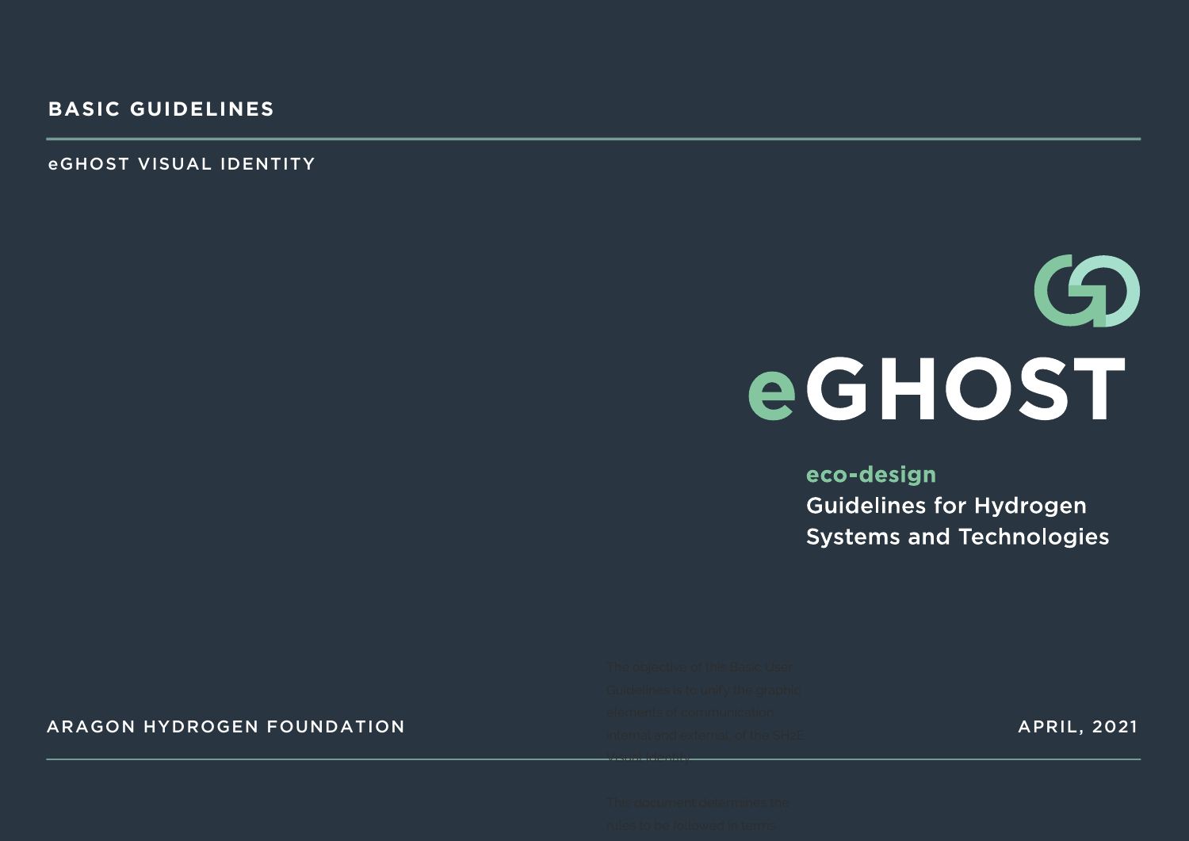**BASIC GUIDELINES**

eGHOST VISUAL IDENTITY

# eGHOST

**eco-design**
Guidelines for Hydrogen Systems and Technologies

The objective of this Basic User Guidelines is to unify the graphic elements of communication, internal and external, of the SH2E Visual Identity.

This document determines the rules to be followed in terms

ARAGON HYDROGEN FOUNDATION

APRIL, 2021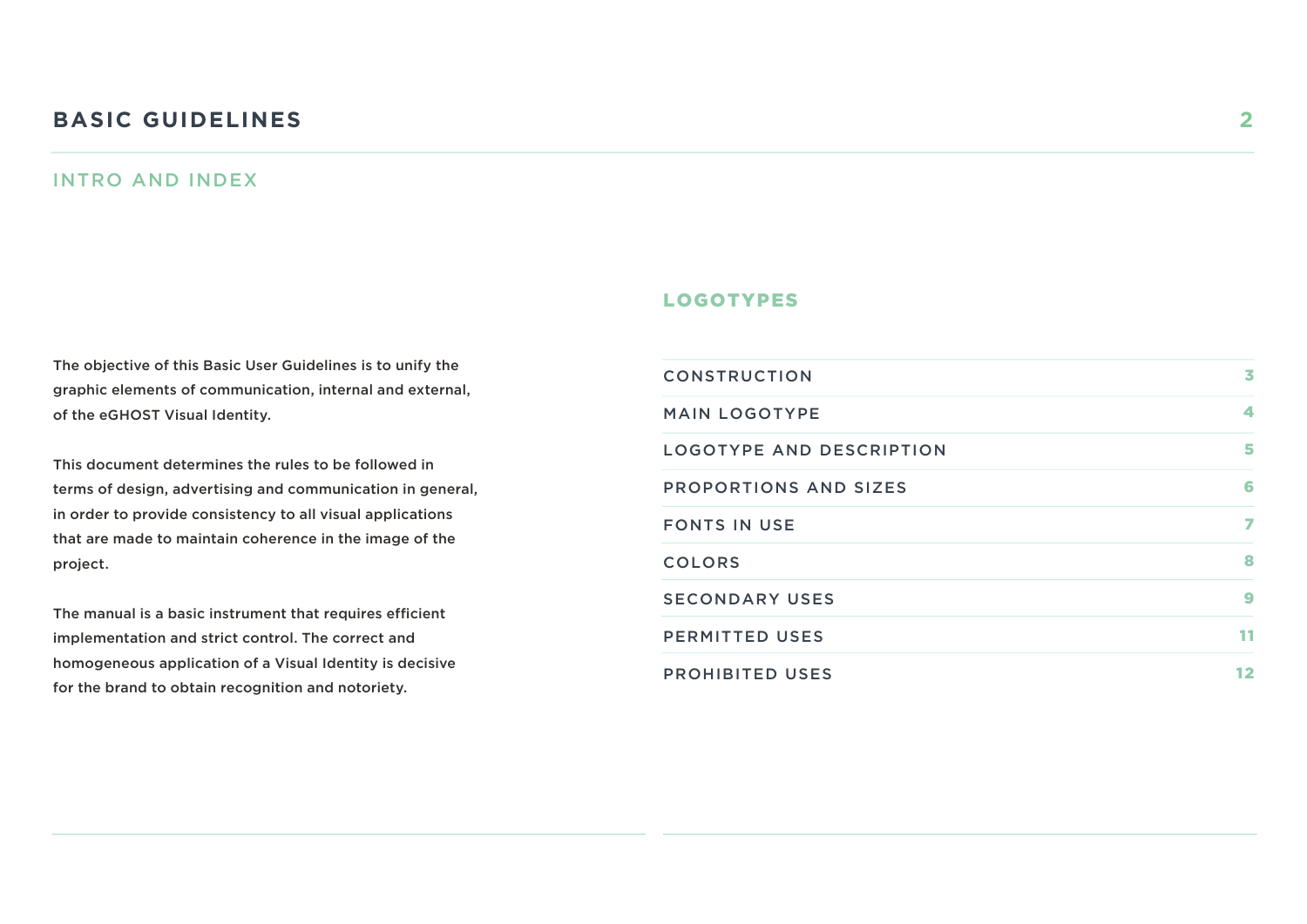# BASIC GUIDELINES

## INTRO AND INDEX

The objective of this Basic User Guidelines is to unify the graphic elements of communication, internal and external, of the eGHOST Visual Identity.

This document determines the rules to be followed in terms of design, advertising and communication in general, in order to provide consistency to all visual applications that are made to maintain coherence in the image of the project.

The manual is a basic instrument that requires efficient implementation and strict control. The correct and homogeneous application of a Visual Identity is decisive for the brand to obtain recognition and notoriety.

### LOGOTYPES

| | |
|---|---|
| CONSTRUCTION | 3 |
| MAIN LOGOTYPE | 4 |
| LOGOTYPE AND DESCRIPTION | 5 |
| PROPORTIONS AND SIZES | 6 |
| FONTS IN USE | 7 |
| COLORS | 8 |
| SECONDARY USES | 9 |
| PERMITTED USES | 11 |
| PROHIBITED USES | 12 |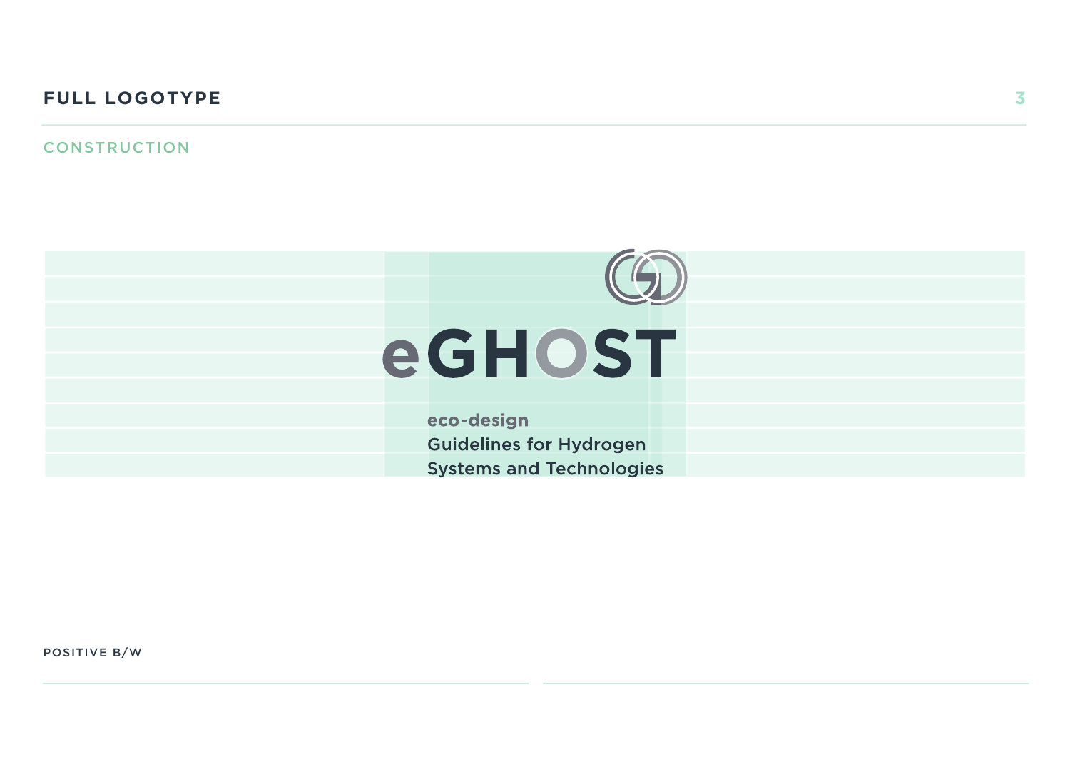# FULL LOGOTYPE

## CONSTRUCTION

eGHOST

eco-design
Guidelines for Hydrogen
Systems and Technologies

POSITIVE B/W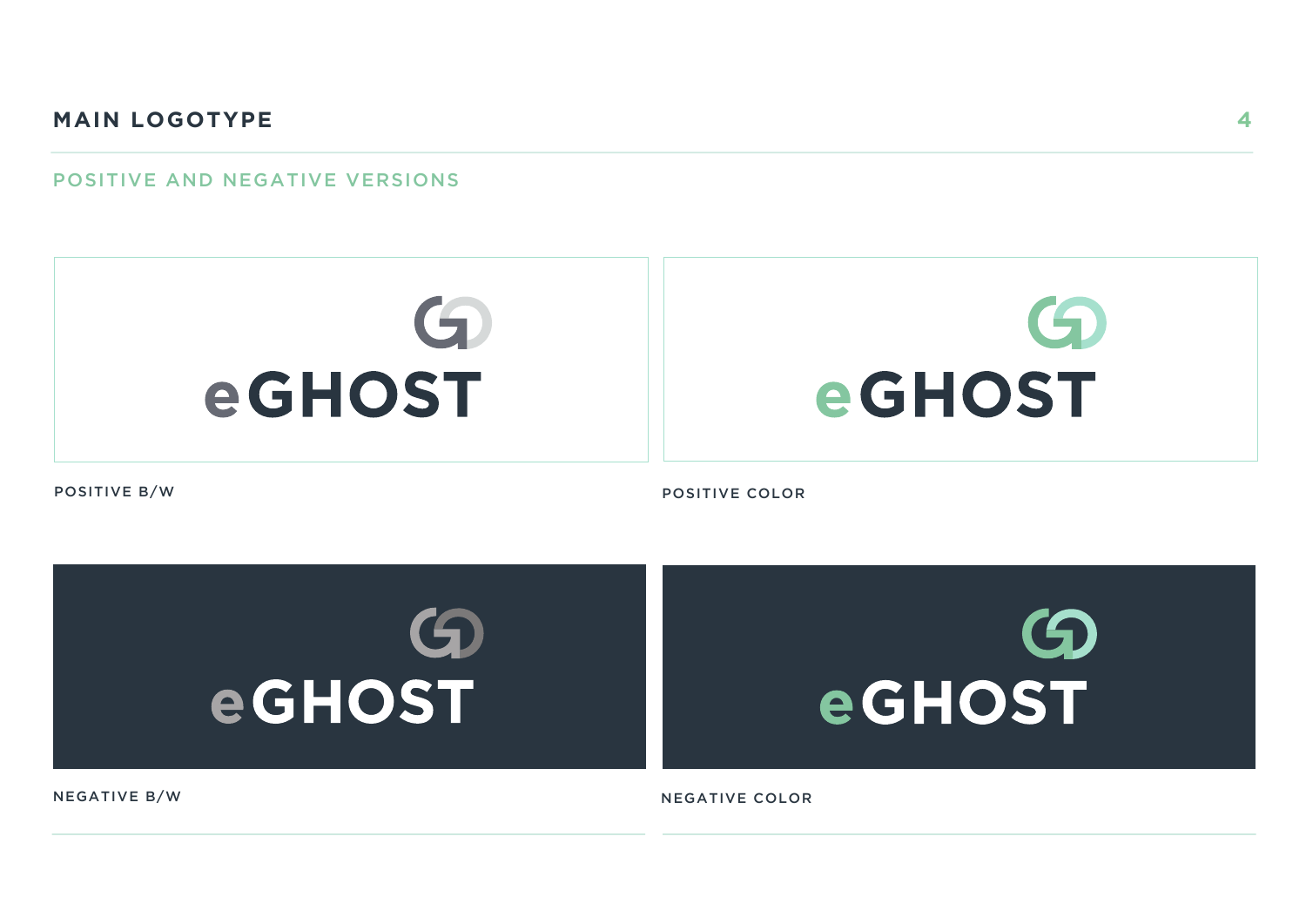# MAIN LOGOTYPE

## POSITIVE AND NEGATIVE VERSIONS

eGHOST

POSITIVE B/W

eGHOST

POSITIVE COLOR

eGHOST

NEGATIVE B/W

eGHOST

NEGATIVE COLOR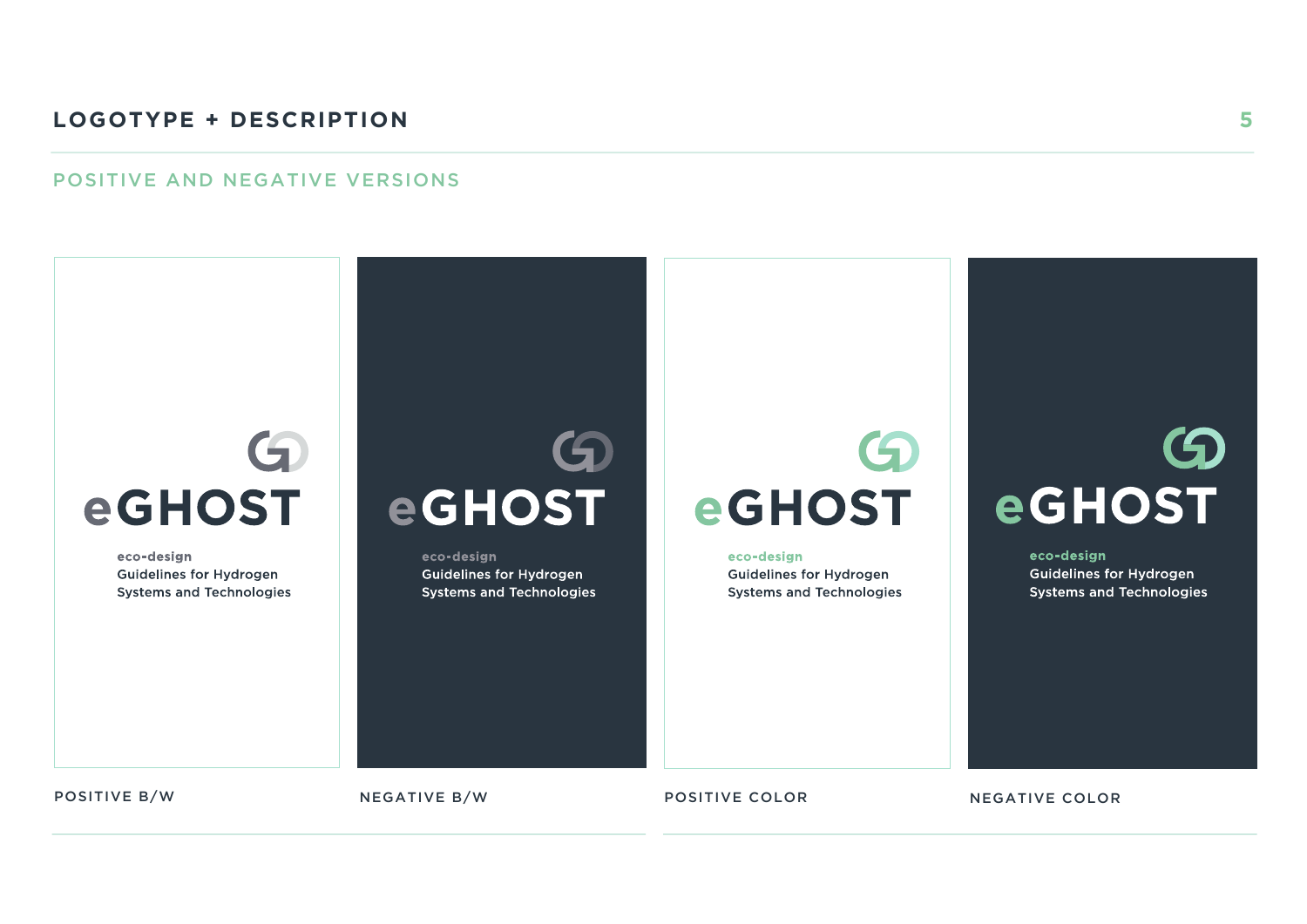# LOGOTYPE + DESCRIPTION

## POSITIVE AND NEGATIVE VERSIONS

eGHOST

eco-design
Guidelines for Hydrogen
Systems and Technologies

POSITIVE B/W

eGHOST

eco-design
Guidelines for Hydrogen
Systems and Technologies

NEGATIVE B/W

eGHOST

eco-design
Guidelines for Hydrogen
Systems and Technologies

POSITIVE COLOR

eGHOST

eco-design
Guidelines for Hydrogen
Systems and Technologies

NEGATIVE COLOR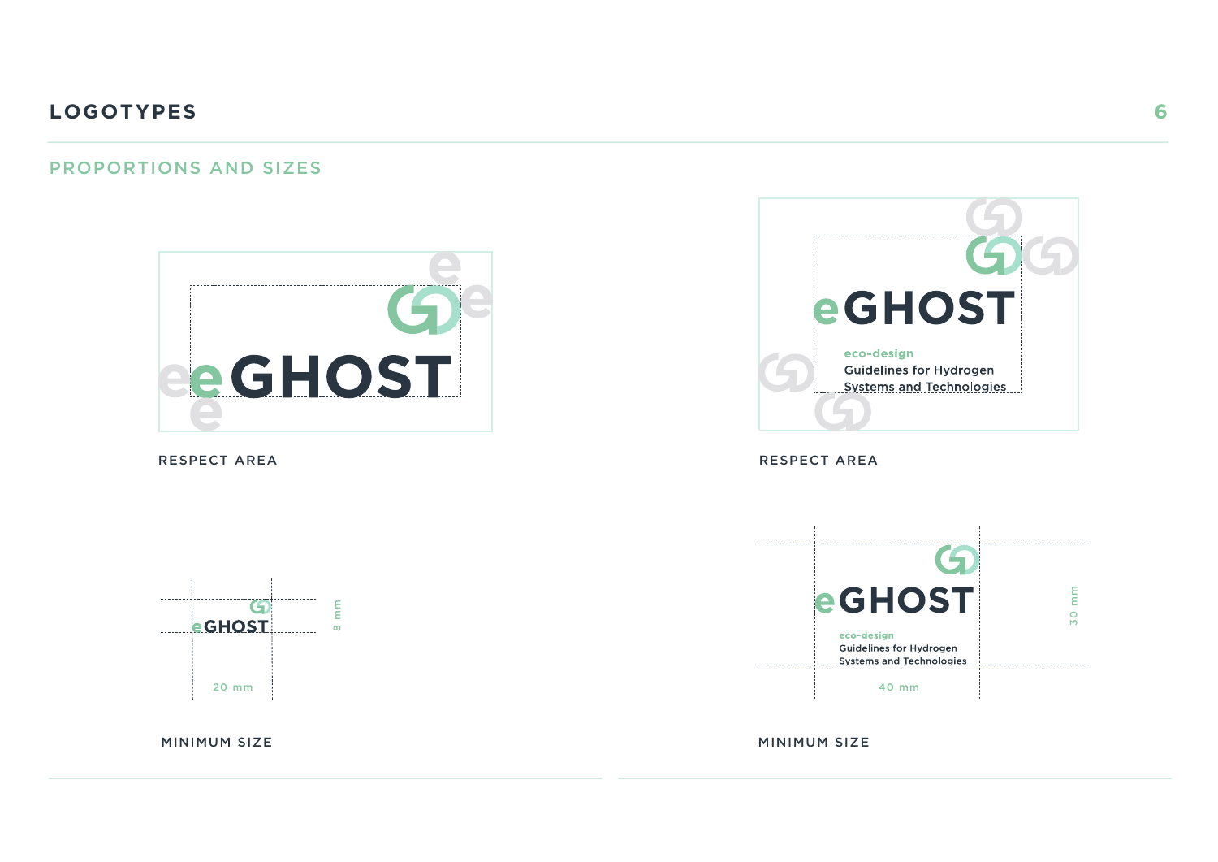# LOGOTYPES

## PROPORTIONS AND SIZES

eGHOST

RESPECT AREA

eGHOST

eco-design
Guidelines for Hydrogen
Systems and Technologies

RESPECT AREA

eGHOST

8 mm

20 mm

MINIMUM SIZE

eGHOST

eco-design
Guidelines for Hydrogen
Systems and Technologies

30 mm

40 mm

MINIMUM SIZE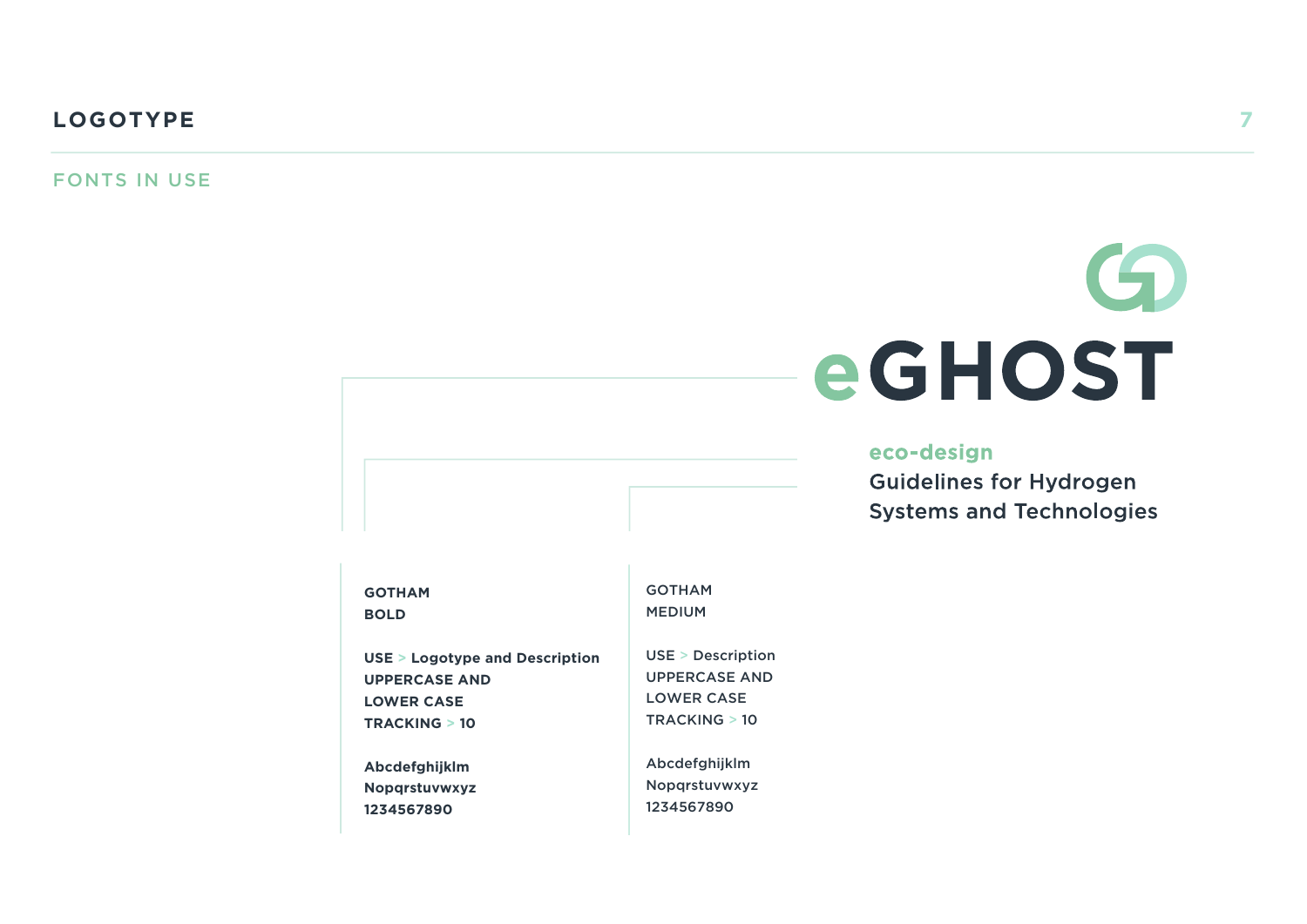# LOGOTYPE

## FONTS IN USE

eGHOST

eco-design
Guidelines for Hydrogen
Systems and Technologies

**GOTHAM BOLD**

**USE > Logotype and Description**
**UPPERCASE AND LOWER CASE**
**TRACKING > 10**

**Abcdefghijklm**
**Nopqrstuvwxyz**
**1234567890**

GOTHAM MEDIUM

USE > Description
UPPERCASE AND LOWER CASE
TRACKING > 10

Abcdefghijklm
Nopqrstuvwxyz
1234567890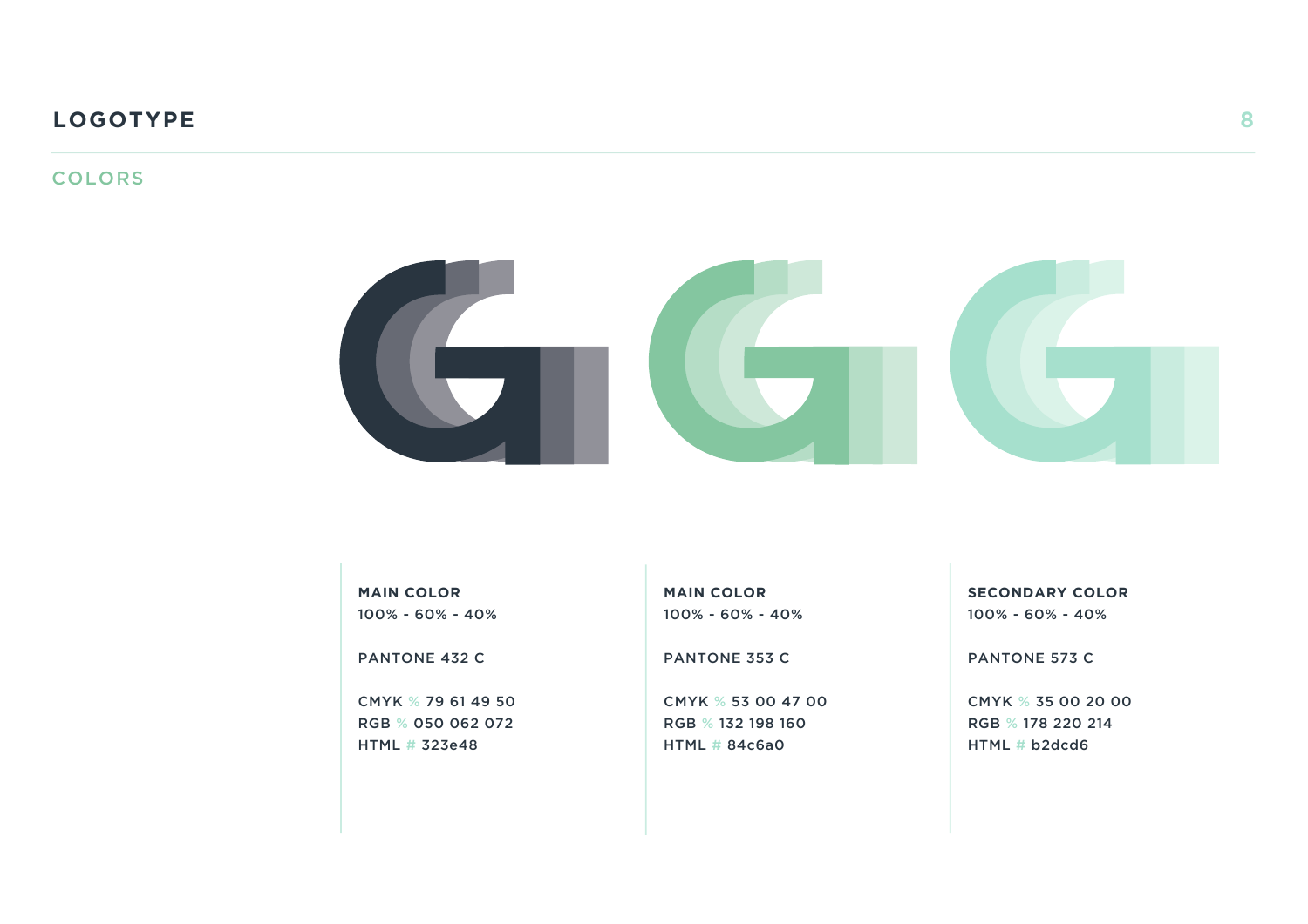# LOGOTYPE

## COLORS

**MAIN COLOR**
100% - 60% - 40%

PANTONE 432 C

CMYK % 79 61 49 50
RGB % 050 062 072
HTML # 323e48

**MAIN COLOR**
100% - 60% - 40%

PANTONE 353 C

CMYK % 53 00 47 00
RGB % 132 198 160
HTML # 84c6a0

**SECONDARY COLOR**
100% - 60% - 40%

PANTONE 573 C

CMYK % 35 00 20 00
RGB % 178 220 214
HTML # b2dcd6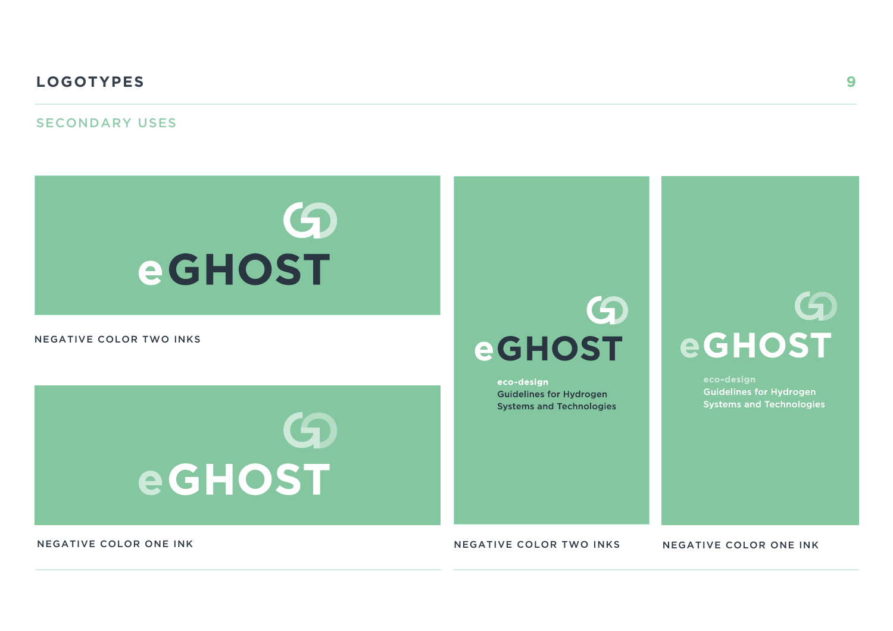# LOGOTYPES

## SECONDARY USES

eGHOST

NEGATIVE COLOR TWO INKS

eGHOST

NEGATIVE COLOR ONE INK

eGHOST

eco-design
Guidelines for Hydrogen
Systems and Technologies

NEGATIVE COLOR TWO INKS

eGHOST

eco-design
Guidelines for Hydrogen
Systems and Technologies

NEGATIVE COLOR ONE INK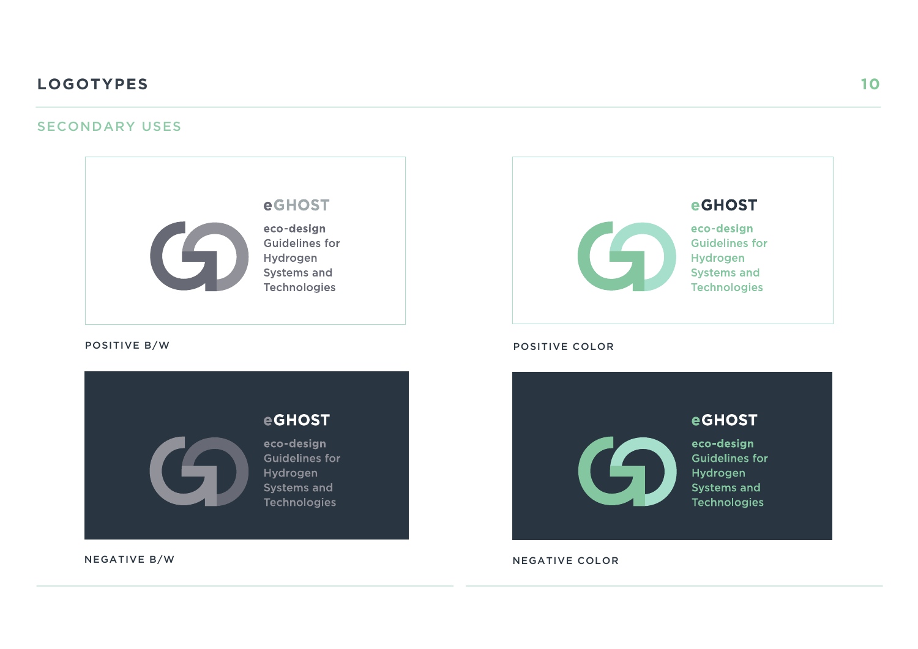# LOGOTYPES

## SECONDARY USES

eGHOST
eco-design Guidelines for Hydrogen Systems and Technologies

POSITIVE B/W

eGHOST
eco-design Guidelines for Hydrogen Systems and Technologies

POSITIVE COLOR

eGHOST
eco-design Guidelines for Hydrogen Systems and Technologies

NEGATIVE B/W

eGHOST
eco-design Guidelines for Hydrogen Systems and Technologies

NEGATIVE COLOR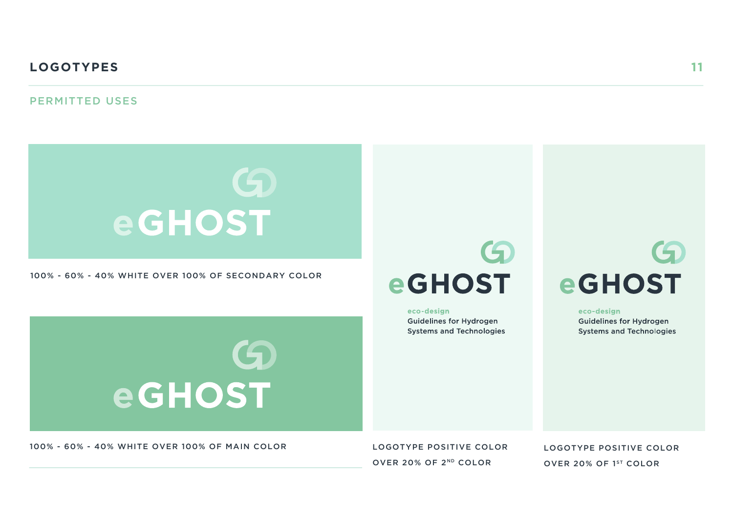# LOGOTYPES

## PERMITTED USES

eGHOST

100% - 60% - 40% WHITE OVER 100% OF SECONDARY COLOR

eGHOST

100% - 60% - 40% WHITE OVER 100% OF MAIN COLOR

eGHOST

eco-design
Guidelines for Hydrogen
Systems and Technologies

LOGOTYPE POSITIVE COLOR OVER 20% OF 2ND COLOR

eGHOST

eco-design
Guidelines for Hydrogen
Systems and Technologies

LOGOTYPE POSITIVE COLOR OVER 20% OF 1ST COLOR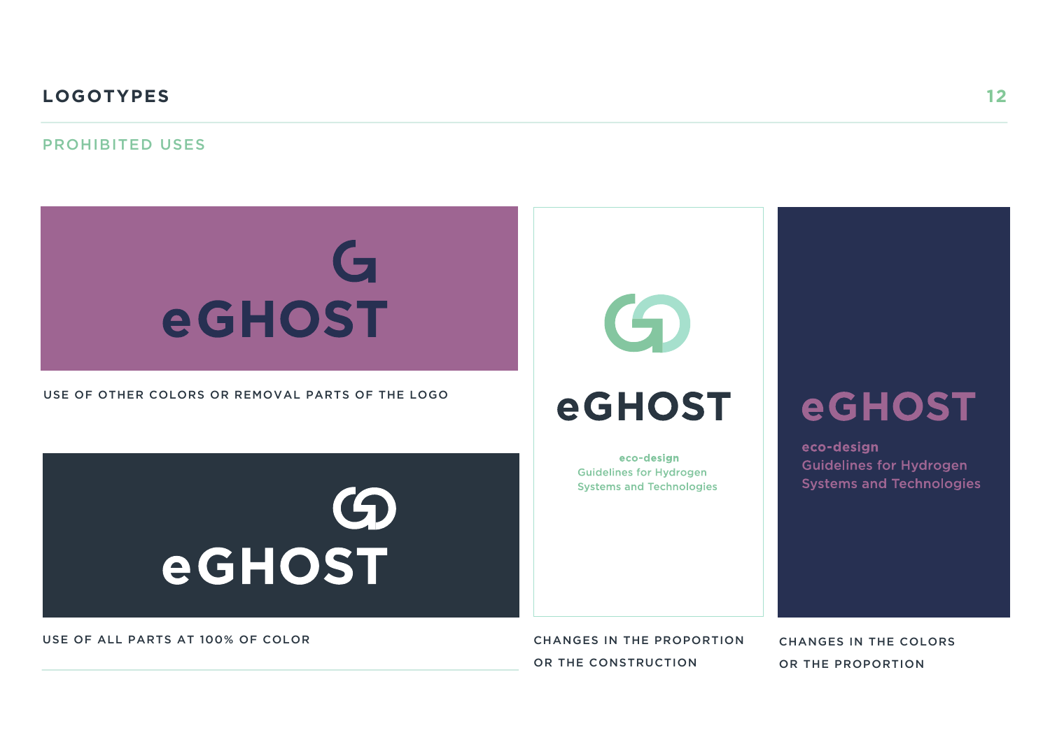# LOGOTYPES

## PROHIBITED USES

eGHOST

USE OF OTHER COLORS OR REMOVAL PARTS OF THE LOGO

eGHOST

USE OF ALL PARTS AT 100% OF COLOR

eGHOST

eco-design
Guidelines for Hydrogen
Systems and Technologies

CHANGES IN THE PROPORTION OR THE CONSTRUCTION

eGHOST

eco-design
Guidelines for Hydrogen
Systems and Technologies

CHANGES IN THE COLORS OR THE PROPORTION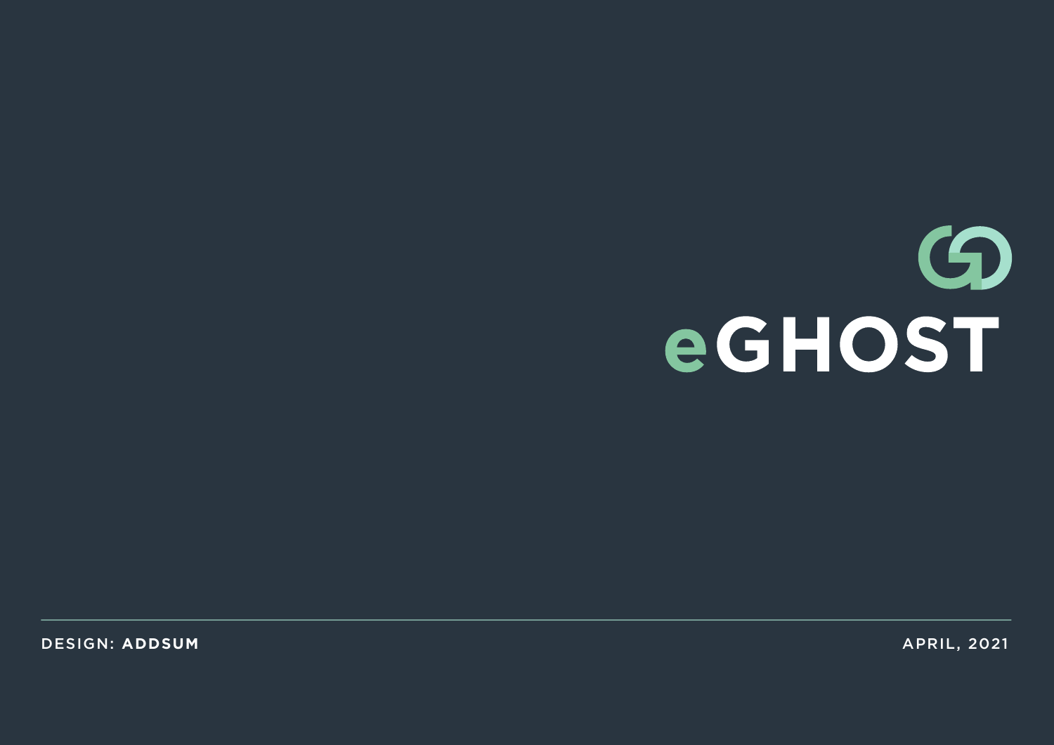# eGHOST

DESIGN: **ADDSUM**

APRIL, 2021